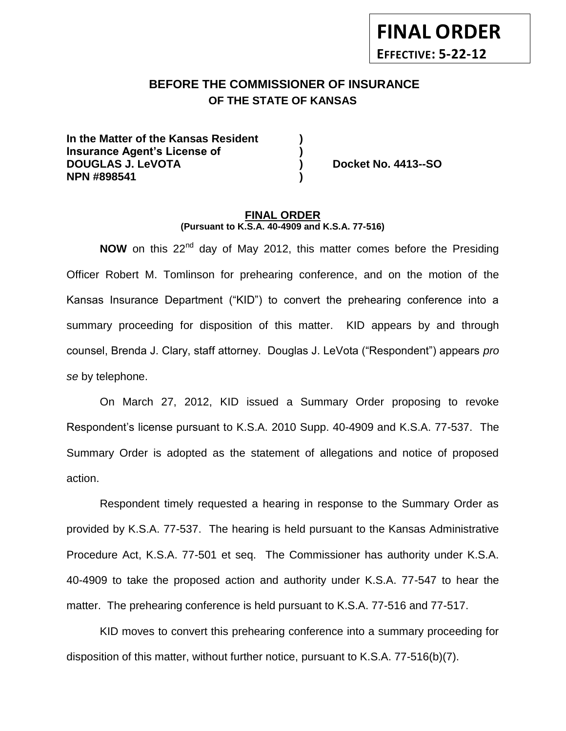**FINAL ORDER**

**EFFECTIVE: 5-22-12**

# BEFORE THE COMMISSIONER OF INSURANCE
## OF THE STATE OF KANSAS

**In the Matter of the Kansas Resident )**
**Insurance Agent's License of )**
**DOUGLAS J. LeVOTA ) Docket No. 4413--SO**
**NPN #898541 )**

**FINAL ORDER**
**(Pursuant to K.S.A. 40-4909 and K.S.A. 77-516)**

**NOW** on this 22nd day of May 2012, this matter comes before the Presiding Officer Robert M. Tomlinson for prehearing conference, and on the motion of the Kansas Insurance Department ("KID") to convert the prehearing conference into a summary proceeding for disposition of this matter. KID appears by and through counsel, Brenda J. Clary, staff attorney. Douglas J. LeVota ("Respondent") appears *pro se* by telephone.

On March 27, 2012, KID issued a Summary Order proposing to revoke Respondent's license pursuant to K.S.A. 2010 Supp. 40-4909 and K.S.A. 77-537. The Summary Order is adopted as the statement of allegations and notice of proposed action.

Respondent timely requested a hearing in response to the Summary Order as provided by K.S.A. 77-537. The hearing is held pursuant to the Kansas Administrative Procedure Act, K.S.A. 77-501 et seq. The Commissioner has authority under K.S.A. 40-4909 to take the proposed action and authority under K.S.A. 77-547 to hear the matter. The prehearing conference is held pursuant to K.S.A. 77-516 and 77-517.

KID moves to convert this prehearing conference into a summary proceeding for disposition of this matter, without further notice, pursuant to K.S.A. 77-516(b)(7).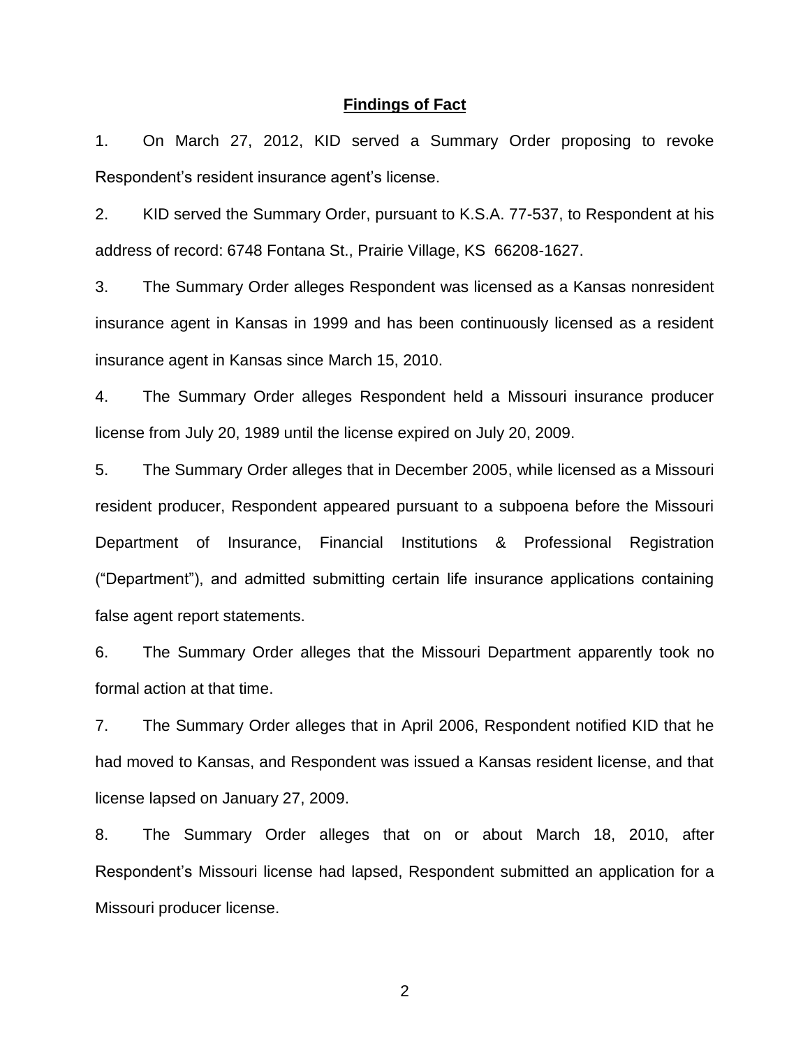## Findings of Fact

1. On March 27, 2012, KID served a Summary Order proposing to revoke Respondent's resident insurance agent's license.

2. KID served the Summary Order, pursuant to K.S.A. 77-537, to Respondent at his address of record: 6748 Fontana St., Prairie Village, KS 66208-1627.

3. The Summary Order alleges Respondent was licensed as a Kansas nonresident insurance agent in Kansas in 1999 and has been continuously licensed as a resident insurance agent in Kansas since March 15, 2010.

4. The Summary Order alleges Respondent held a Missouri insurance producer license from July 20, 1989 until the license expired on July 20, 2009.

5. The Summary Order alleges that in December 2005, while licensed as a Missouri resident producer, Respondent appeared pursuant to a subpoena before the Missouri Department of Insurance, Financial Institutions & Professional Registration ("Department"), and admitted submitting certain life insurance applications containing false agent report statements.

6. The Summary Order alleges that the Missouri Department apparently took no formal action at that time.

7. The Summary Order alleges that in April 2006, Respondent notified KID that he had moved to Kansas, and Respondent was issued a Kansas resident license, and that license lapsed on January 27, 2009.

8. The Summary Order alleges that on or about March 18, 2010, after Respondent's Missouri license had lapsed, Respondent submitted an application for a Missouri producer license.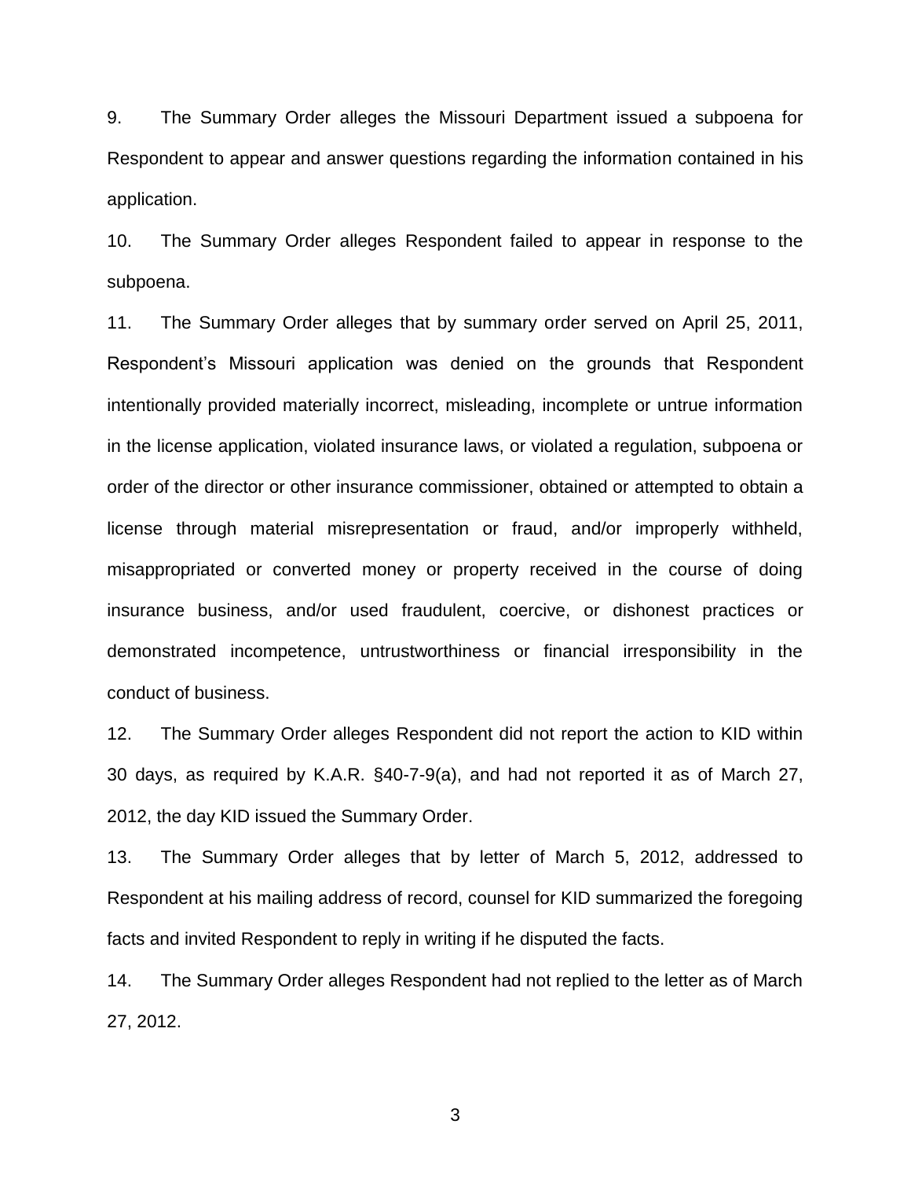9. The Summary Order alleges the Missouri Department issued a subpoena for Respondent to appear and answer questions regarding the information contained in his application.

10. The Summary Order alleges Respondent failed to appear in response to the subpoena.

11. The Summary Order alleges that by summary order served on April 25, 2011, Respondent's Missouri application was denied on the grounds that Respondent intentionally provided materially incorrect, misleading, incomplete or untrue information in the license application, violated insurance laws, or violated a regulation, subpoena or order of the director or other insurance commissioner, obtained or attempted to obtain a license through material misrepresentation or fraud, and/or improperly withheld, misappropriated or converted money or property received in the course of doing insurance business, and/or used fraudulent, coercive, or dishonest practices or demonstrated incompetence, untrustworthiness or financial irresponsibility in the conduct of business.

12. The Summary Order alleges Respondent did not report the action to KID within 30 days, as required by K.A.R. §40-7-9(a), and had not reported it as of March 27, 2012, the day KID issued the Summary Order.

13. The Summary Order alleges that by letter of March 5, 2012, addressed to Respondent at his mailing address of record, counsel for KID summarized the foregoing facts and invited Respondent to reply in writing if he disputed the facts.

14. The Summary Order alleges Respondent had not replied to the letter as of March 27, 2012.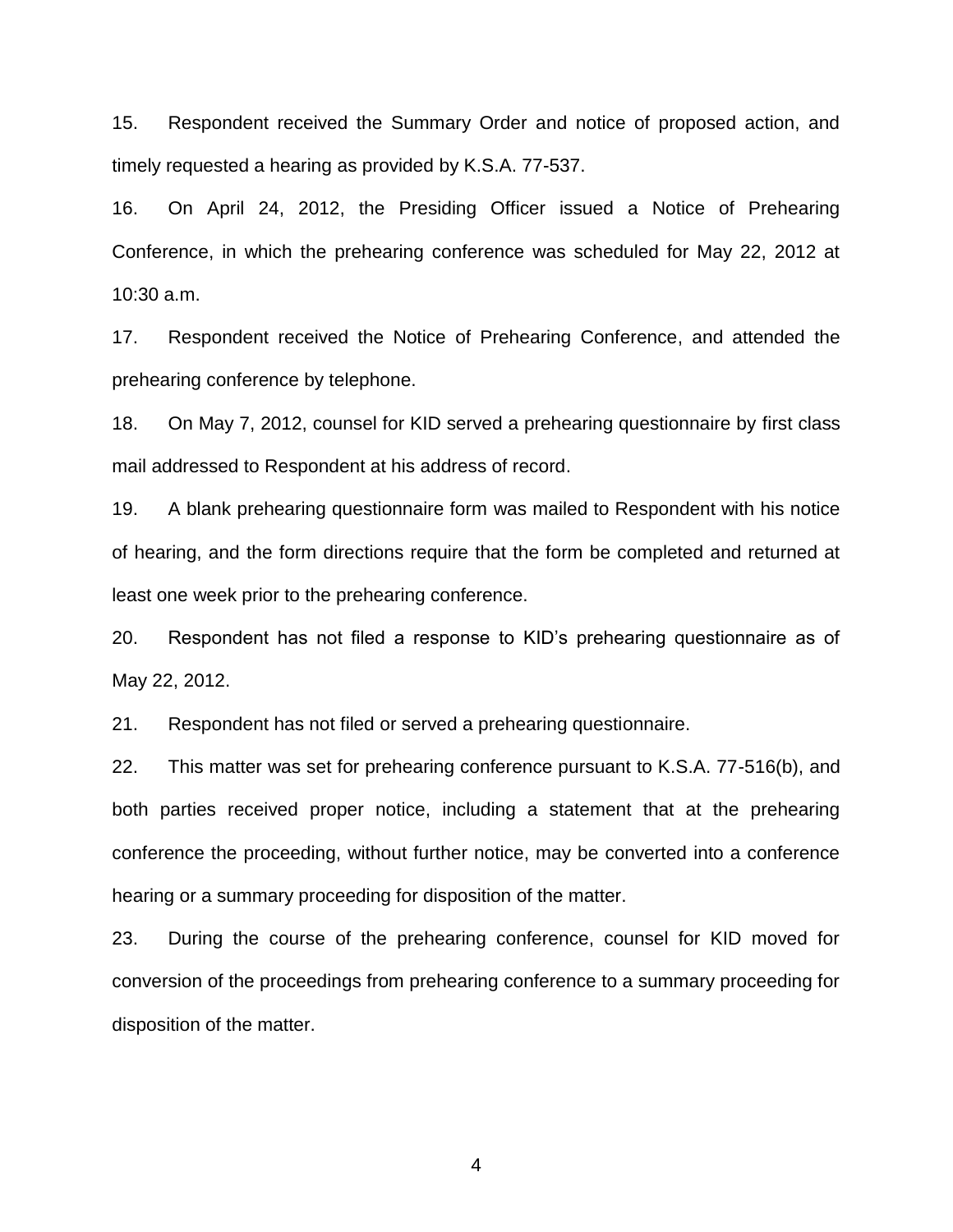15. Respondent received the Summary Order and notice of proposed action, and timely requested a hearing as provided by K.S.A. 77-537.

16. On April 24, 2012, the Presiding Officer issued a Notice of Prehearing Conference, in which the prehearing conference was scheduled for May 22, 2012 at 10:30 a.m.

17. Respondent received the Notice of Prehearing Conference, and attended the prehearing conference by telephone.

18. On May 7, 2012, counsel for KID served a prehearing questionnaire by first class mail addressed to Respondent at his address of record.

19. A blank prehearing questionnaire form was mailed to Respondent with his notice of hearing, and the form directions require that the form be completed and returned at least one week prior to the prehearing conference.

20. Respondent has not filed a response to KID's prehearing questionnaire as of May 22, 2012.

21. Respondent has not filed or served a prehearing questionnaire.

22. This matter was set for prehearing conference pursuant to K.S.A. 77-516(b), and both parties received proper notice, including a statement that at the prehearing conference the proceeding, without further notice, may be converted into a conference hearing or a summary proceeding for disposition of the matter.

23. During the course of the prehearing conference, counsel for KID moved for conversion of the proceedings from prehearing conference to a summary proceeding for disposition of the matter.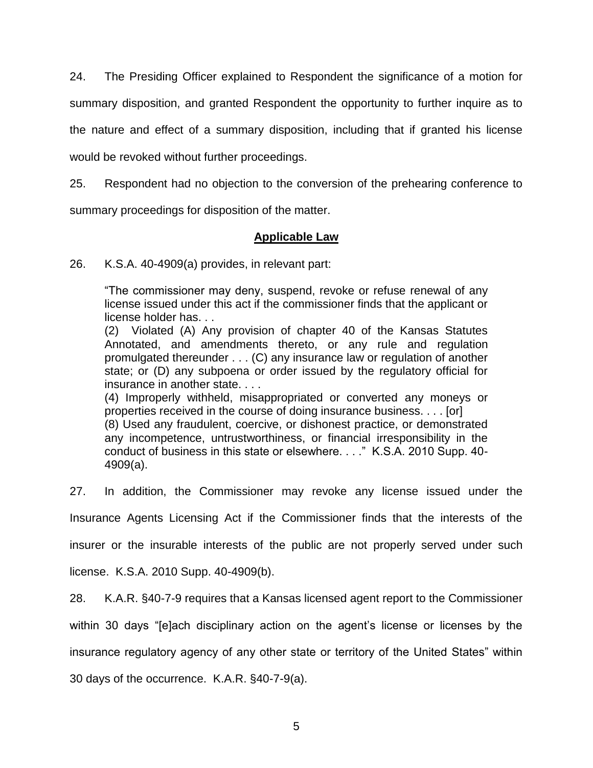24. The Presiding Officer explained to Respondent the significance of a motion for summary disposition, and granted Respondent the opportunity to further inquire as to the nature and effect of a summary disposition, including that if granted his license would be revoked without further proceedings.

25. Respondent had no objection to the conversion of the prehearing conference to summary proceedings for disposition of the matter.

## Applicable Law

26. K.S.A. 40-4909(a) provides, in relevant part:

> "The commissioner may deny, suspend, revoke or refuse renewal of any license issued under this act if the commissioner finds that the applicant or license holder has. . .
> (2) Violated (A) Any provision of chapter 40 of the Kansas Statutes Annotated, and amendments thereto, or any rule and regulation promulgated thereunder . . . (C) any insurance law or regulation of another state; or (D) any subpoena or order issued by the regulatory official for insurance in another state. . . .
> (4) Improperly withheld, misappropriated or converted any moneys or properties received in the course of doing insurance business. . . . [or]
> (8) Used any fraudulent, coercive, or dishonest practice, or demonstrated any incompetence, untrustworthiness, or financial irresponsibility in the conduct of business in this state or elsewhere. . . ." K.S.A. 2010 Supp. 40-4909(a).

27. In addition, the Commissioner may revoke any license issued under the Insurance Agents Licensing Act if the Commissioner finds that the interests of the insurer or the insurable interests of the public are not properly served under such license. K.S.A. 2010 Supp. 40-4909(b).

28. K.A.R. §40-7-9 requires that a Kansas licensed agent report to the Commissioner within 30 days "[e]ach disciplinary action on the agent's license or licenses by the insurance regulatory agency of any other state or territory of the United States" within 30 days of the occurrence. K.A.R. §40-7-9(a).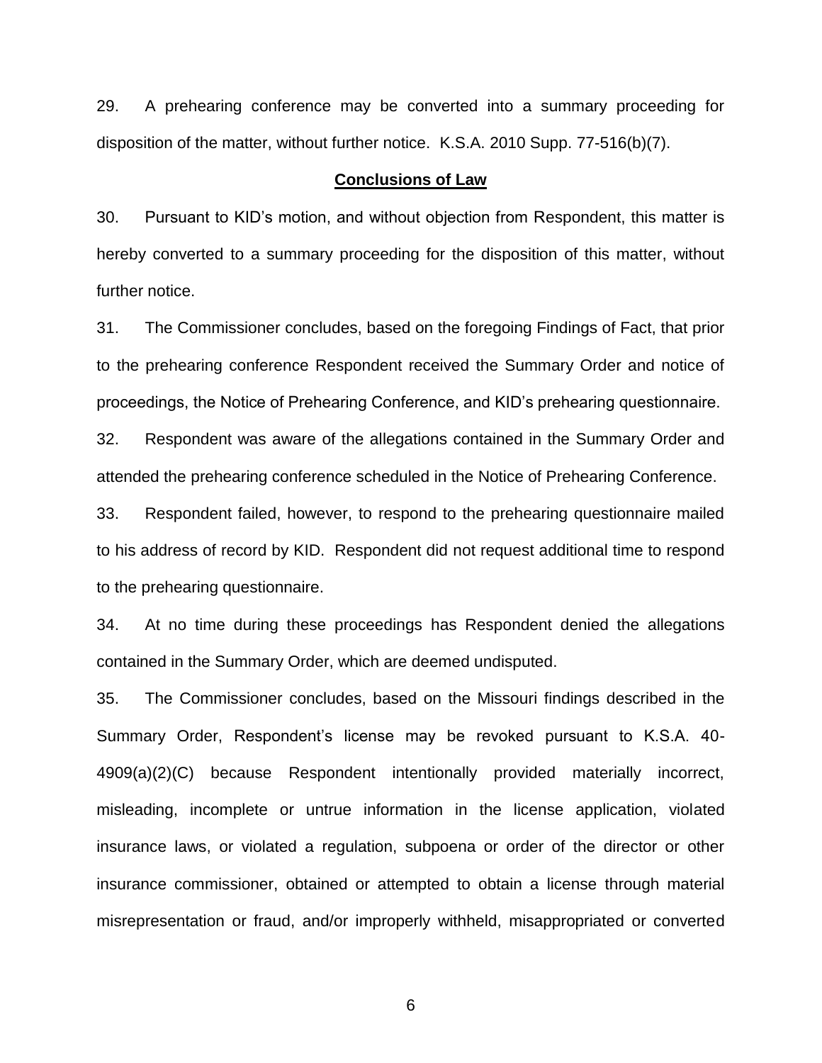29. A prehearing conference may be converted into a summary proceeding for disposition of the matter, without further notice. K.S.A. 2010 Supp. 77-516(b)(7).

## **Conclusions of Law**

30. Pursuant to KID's motion, and without objection from Respondent, this matter is hereby converted to a summary proceeding for the disposition of this matter, without further notice.

31. The Commissioner concludes, based on the foregoing Findings of Fact, that prior to the prehearing conference Respondent received the Summary Order and notice of proceedings, the Notice of Prehearing Conference, and KID's prehearing questionnaire.

32. Respondent was aware of the allegations contained in the Summary Order and attended the prehearing conference scheduled in the Notice of Prehearing Conference.

33. Respondent failed, however, to respond to the prehearing questionnaire mailed to his address of record by KID. Respondent did not request additional time to respond to the prehearing questionnaire.

34. At no time during these proceedings has Respondent denied the allegations contained in the Summary Order, which are deemed undisputed.

35. The Commissioner concludes, based on the Missouri findings described in the Summary Order, Respondent's license may be revoked pursuant to K.S.A. 40-4909(a)(2)(C) because Respondent intentionally provided materially incorrect, misleading, incomplete or untrue information in the license application, violated insurance laws, or violated a regulation, subpoena or order of the director or other insurance commissioner, obtained or attempted to obtain a license through material misrepresentation or fraud, and/or improperly withheld, misappropriated or converted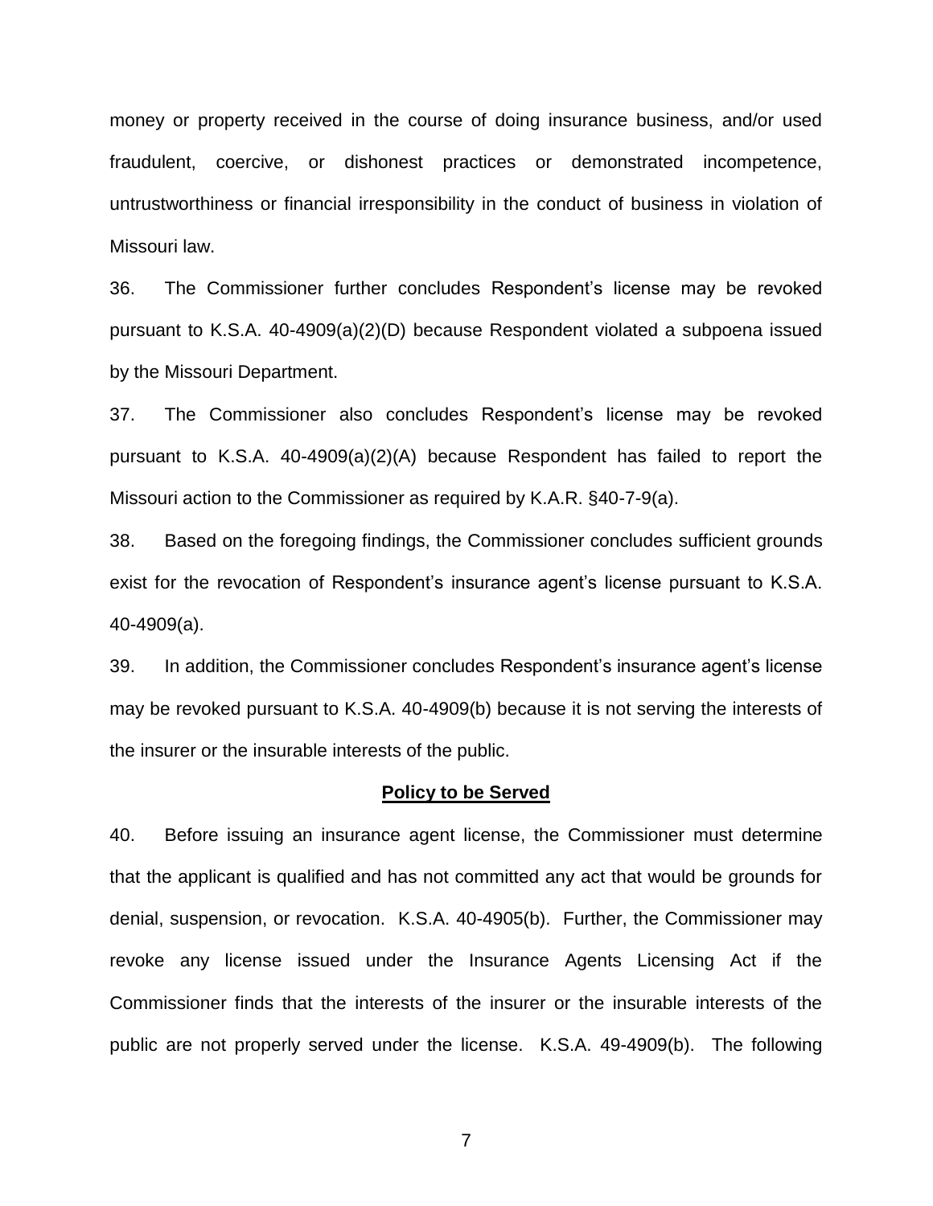money or property received in the course of doing insurance business, and/or used fraudulent, coercive, or dishonest practices or demonstrated incompetence, untrustworthiness or financial irresponsibility in the conduct of business in violation of Missouri law.

36. The Commissioner further concludes Respondent's license may be revoked pursuant to K.S.A. 40-4909(a)(2)(D) because Respondent violated a subpoena issued by the Missouri Department.

37. The Commissioner also concludes Respondent's license may be revoked pursuant to K.S.A. 40-4909(a)(2)(A) because Respondent has failed to report the Missouri action to the Commissioner as required by K.A.R. §40-7-9(a).

38. Based on the foregoing findings, the Commissioner concludes sufficient grounds exist for the revocation of Respondent's insurance agent's license pursuant to K.S.A. 40-4909(a).

39. In addition, the Commissioner concludes Respondent's insurance agent's license may be revoked pursuant to K.S.A. 40-4909(b) because it is not serving the interests of the insurer or the insurable interests of the public.

**Policy to be Served**

40. Before issuing an insurance agent license, the Commissioner must determine that the applicant is qualified and has not committed any act that would be grounds for denial, suspension, or revocation. K.S.A. 40-4905(b). Further, the Commissioner may revoke any license issued under the Insurance Agents Licensing Act if the Commissioner finds that the interests of the insurer or the insurable interests of the public are not properly served under the license. K.S.A. 49-4909(b). The following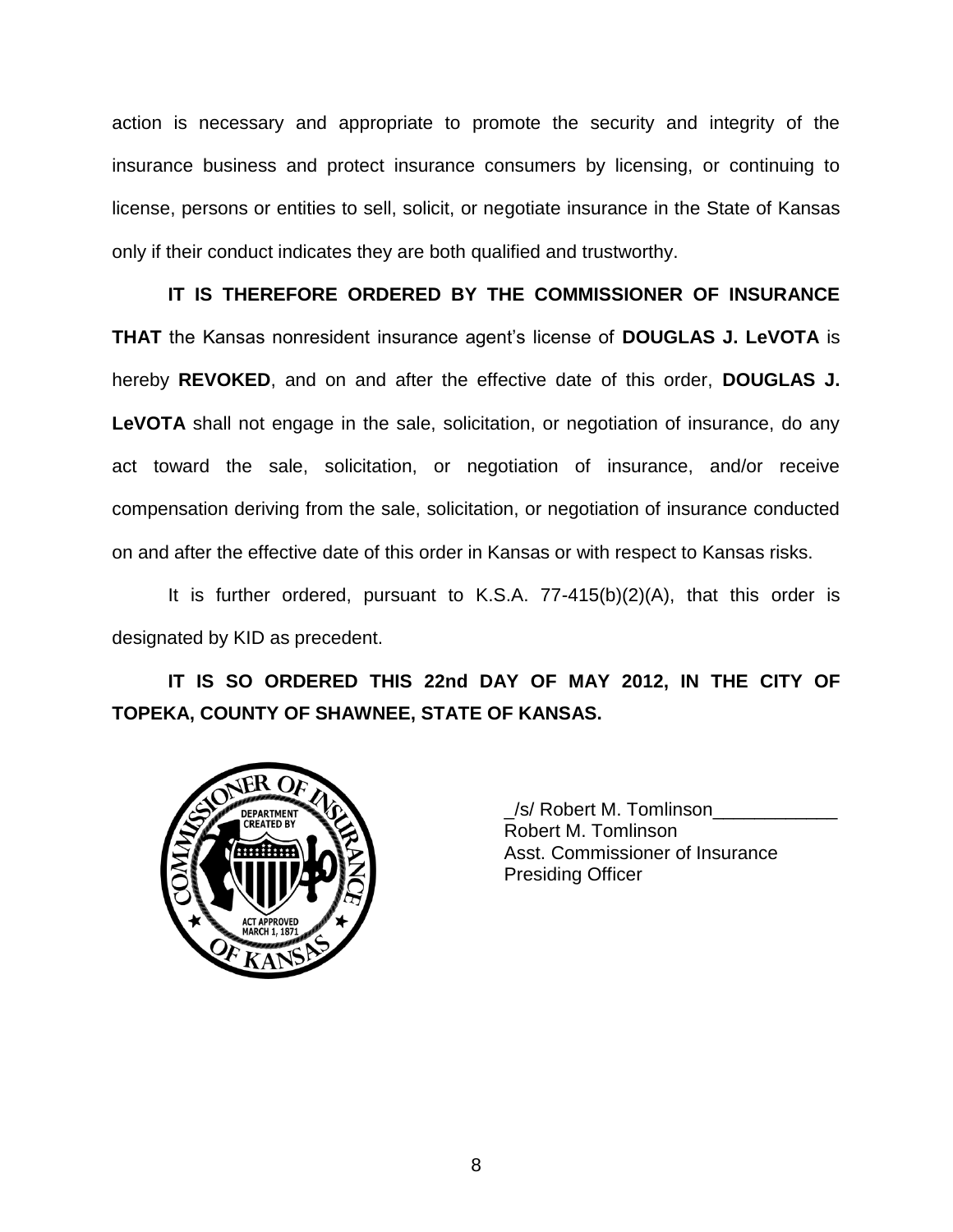action is necessary and appropriate to promote the security and integrity of the insurance business and protect insurance consumers by licensing, or continuing to license, persons or entities to sell, solicit, or negotiate insurance in the State of Kansas only if their conduct indicates they are both qualified and trustworthy.

**IT IS THEREFORE ORDERED BY THE COMMISSIONER OF INSURANCE THAT** the Kansas nonresident insurance agent's license of **DOUGLAS J. LeVOTA** is hereby **REVOKED**, and on and after the effective date of this order, **DOUGLAS J. LeVOTA** shall not engage in the sale, solicitation, or negotiation of insurance, do any act toward the sale, solicitation, or negotiation of insurance, and/or receive compensation deriving from the sale, solicitation, or negotiation of insurance conducted on and after the effective date of this order in Kansas or with respect to Kansas risks.

It is further ordered, pursuant to K.S.A. 77-415(b)(2)(A), that this order is designated by KID as precedent.

**IT IS SO ORDERED THIS 22nd DAY OF MAY 2012, IN THE CITY OF TOPEKA, COUNTY OF SHAWNEE, STATE OF KANSAS.**

_/s/ Robert M. Tomlinson____________
Robert M. Tomlinson
Asst. Commissioner of Insurance
Presiding Officer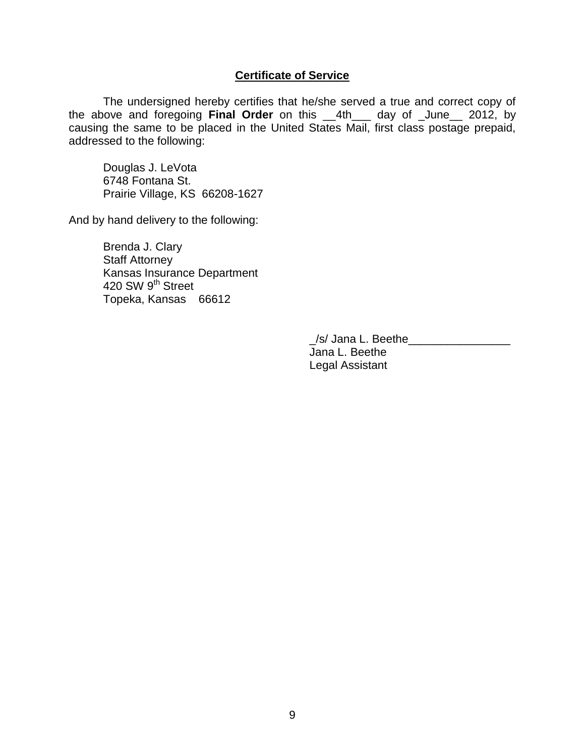**Certificate of Service**

The undersigned hereby certifies that he/she served a true and correct copy of the above and foregoing **Final Order** on this __4th___ day of _June__ 2012, by causing the same to be placed in the United States Mail, first class postage prepaid, addressed to the following:

Douglas J. LeVota  
6748 Fontana St.  
Prairie Village, KS 66208-1627

And by hand delivery to the following:

Brenda J. Clary  
Staff Attorney  
Kansas Insurance Department  
420 SW 9th Street  
Topeka, Kansas 66612

_/s/ Jana L. Beethe________________  
Jana L. Beethe  
Legal Assistant